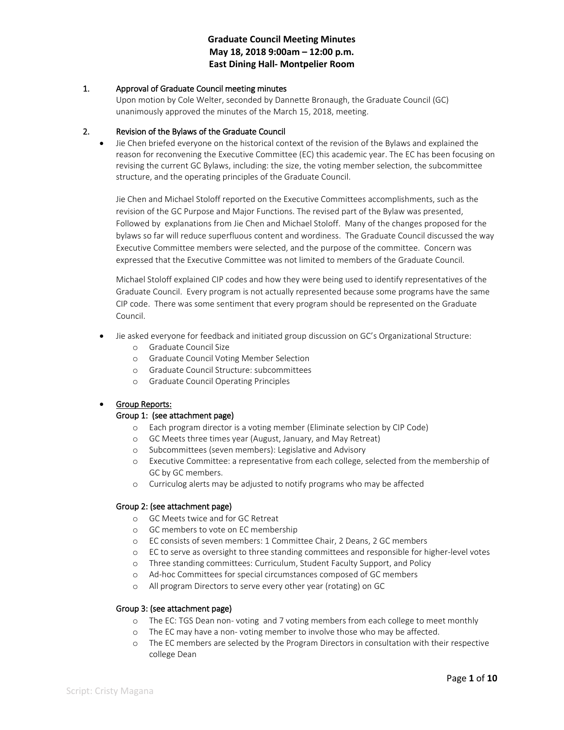# Graduate Council Meeting Minutes
## May 18, 2018 9:00am – 12:00 p.m.
## East Dining Hall- Montpelier Room

1. **Approval of Graduate Council meeting minutes**

   Upon motion by Cole Welter, seconded by Dannette Bronaugh, the Graduate Council (GC) unanimously approved the minutes of the March 15, 2018, meeting.

2. **Revision of the Bylaws of the Graduate Council**

   - Jie Chen briefed everyone on the historical context of the revision of the Bylaws and explained the reason for reconvening the Executive Committee (EC) this academic year. The EC has been focusing on revising the current GC Bylaws, including: the size, the voting member selection, the subcommittee structure, and the operating principles of the Graduate Council.

     Jie Chen and Michael Stoloff reported on the Executive Committees accomplishments, such as the revision of the GC Purpose and Major Functions. The revised part of the Bylaw was presented, Followed by explanations from Jie Chen and Michael Stoloff. Many of the changes proposed for the bylaws so far will reduce superfluous content and wordiness. The Graduate Council discussed the way Executive Committee members were selected, and the purpose of the committee. Concern was expressed that the Executive Committee was not limited to members of the Graduate Council.

     Michael Stoloff explained CIP codes and how they were being used to identify representatives of the Graduate Council. Every program is not actually represented because some programs have the same CIP code. There was some sentiment that every program should be represented on the Graduate Council.

   - Jie asked everyone for feedback and initiated group discussion on GC's Organizational Structure:
     - Graduate Council Size
     - Graduate Council Voting Member Selection
     - Graduate Council Structure: subcommittees
     - Graduate Council Operating Principles

   - <u>Group Reports:</u>

     **Group 1: (see attachment page)**
     - Each program director is a voting member (Eliminate selection by CIP Code)
     - GC Meets three times year (August, January, and May Retreat)
     - Subcommittees (seven members): Legislative and Advisory
     - Executive Committee: a representative from each college, selected from the membership of GC by GC members.
     - Curriculog alerts may be adjusted to notify programs who may be affected

     **Group 2: (see attachment page)**
     - GC Meets twice and for GC Retreat
     - GC members to vote on EC membership
     - EC consists of seven members: 1 Committee Chair, 2 Deans, 2 GC members
     - EC to serve as oversight to three standing committees and responsible for higher-level votes
     - Three standing committees: Curriculum, Student Faculty Support, and Policy
     - Ad-hoc Committees for special circumstances composed of GC members
     - All program Directors to serve every other year (rotating) on GC

     **Group 3: (see attachment page)**
     - The EC: TGS Dean non- voting and 7 voting members from each college to meet monthly
     - The EC may have a non- voting member to involve those who may be affected.
     - The EC members are selected by the Program Directors in consultation with their respective college Dean

Script: Cristy Magana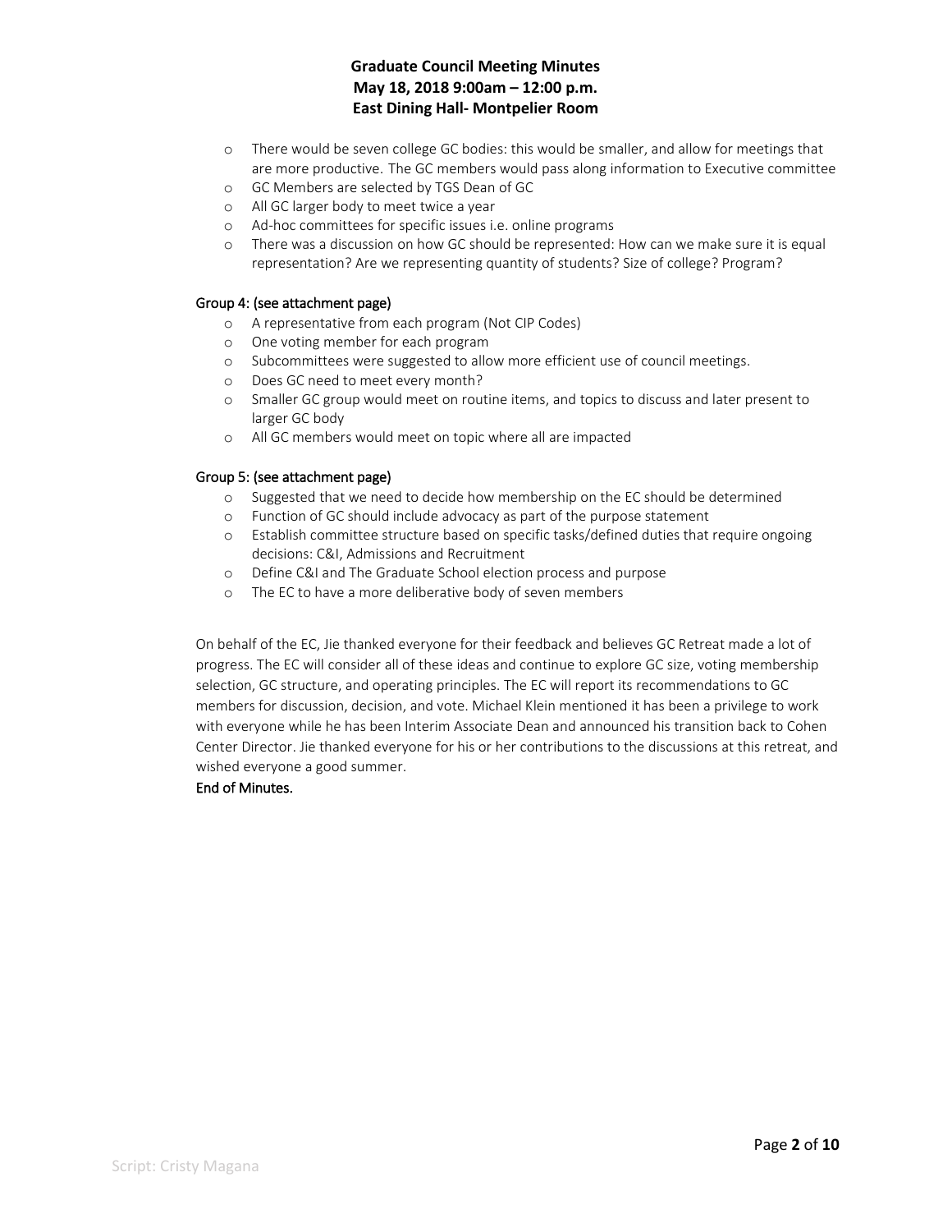- There would be seven college GC bodies: this would be smaller, and allow for meetings that are more productive. The GC members would pass along information to Executive committee
- GC Members are selected by TGS Dean of GC
- All GC larger body to meet twice a year
- Ad-hoc committees for specific issues i.e. online programs
- There was a discussion on how GC should be represented: How can we make sure it is equal representation? Are we representing quantity of students? Size of college? Program?

Group 4: (see attachment page)

- A representative from each program (Not CIP Codes)
- One voting member for each program
- Subcommittees were suggested to allow more efficient use of council meetings.
- Does GC need to meet every month?
- Smaller GC group would meet on routine items, and topics to discuss and later present to larger GC body
- All GC members would meet on topic where all are impacted

Group 5: (see attachment page)

- Suggested that we need to decide how membership on the EC should be determined
- Function of GC should include advocacy as part of the purpose statement
- Establish committee structure based on specific tasks/defined duties that require ongoing decisions: C&I, Admissions and Recruitment
- Define C&I and The Graduate School election process and purpose
- The EC to have a more deliberative body of seven members

On behalf of the EC, Jie thanked everyone for their feedback and believes GC Retreat made a lot of progress. The EC will consider all of these ideas and continue to explore GC size, voting membership selection, GC structure, and operating principles. The EC will report its recommendations to GC members for discussion, decision, and vote. Michael Klein mentioned it has been a privilege to work with everyone while he has been Interim Associate Dean and announced his transition back to Cohen Center Director. Jie thanked everyone for his or her contributions to the discussions at this retreat, and wished everyone a good summer.

End of Minutes.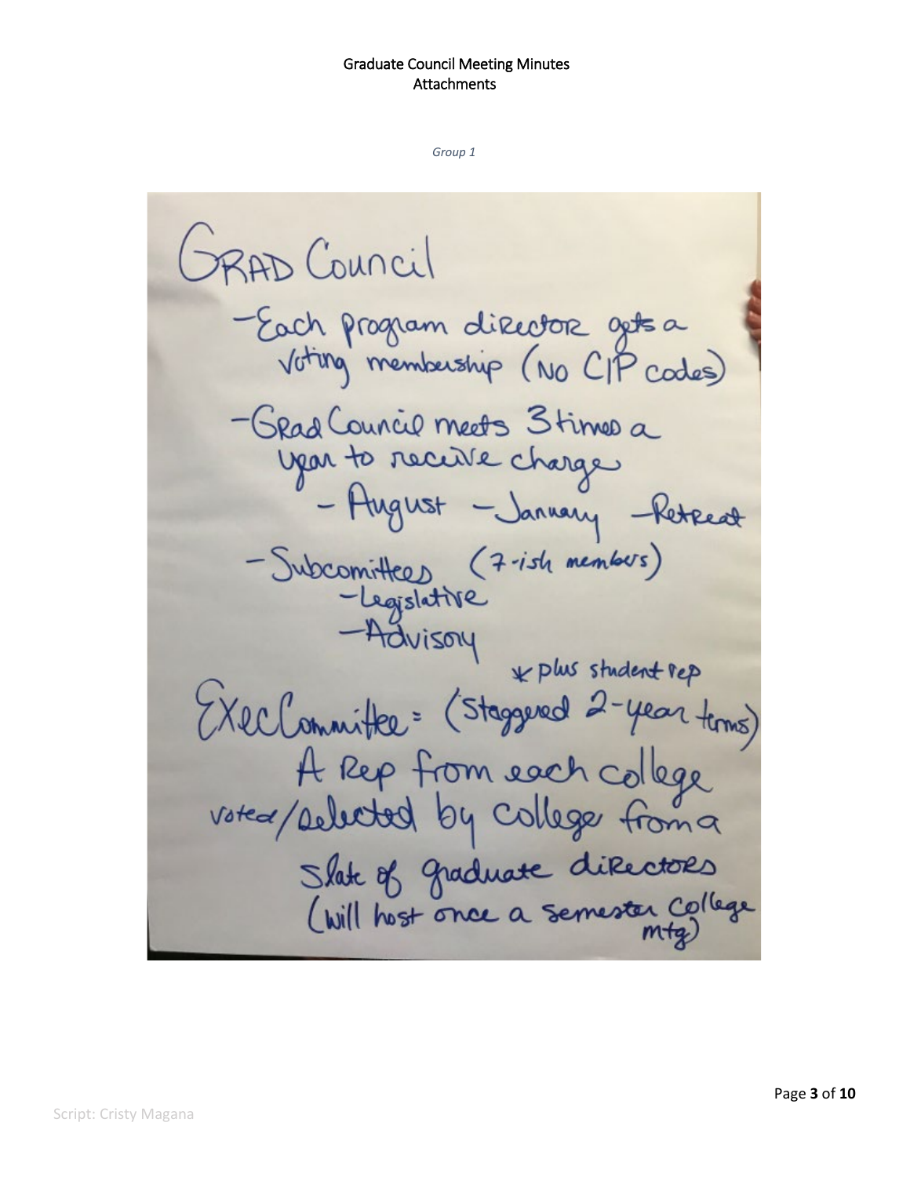Graduate Council Meeting Minutes
Attachments

*Group 1*

GRAD Council

- Each program director gets a voting membership (No CIP codes)
- Grad Council meets 3 times a year to receive charge
  - August
  - January
  - Retreat
- Subcomittees (7-ish members)
  - Legislative
  - Advisory

\* plus student rep

ExecCommittee = (Staggered 2-year terms)
A Rep from each college voted/selected by college from a slate of graduate directors
(will host once a semester college mtg)

Script: Cristy Magana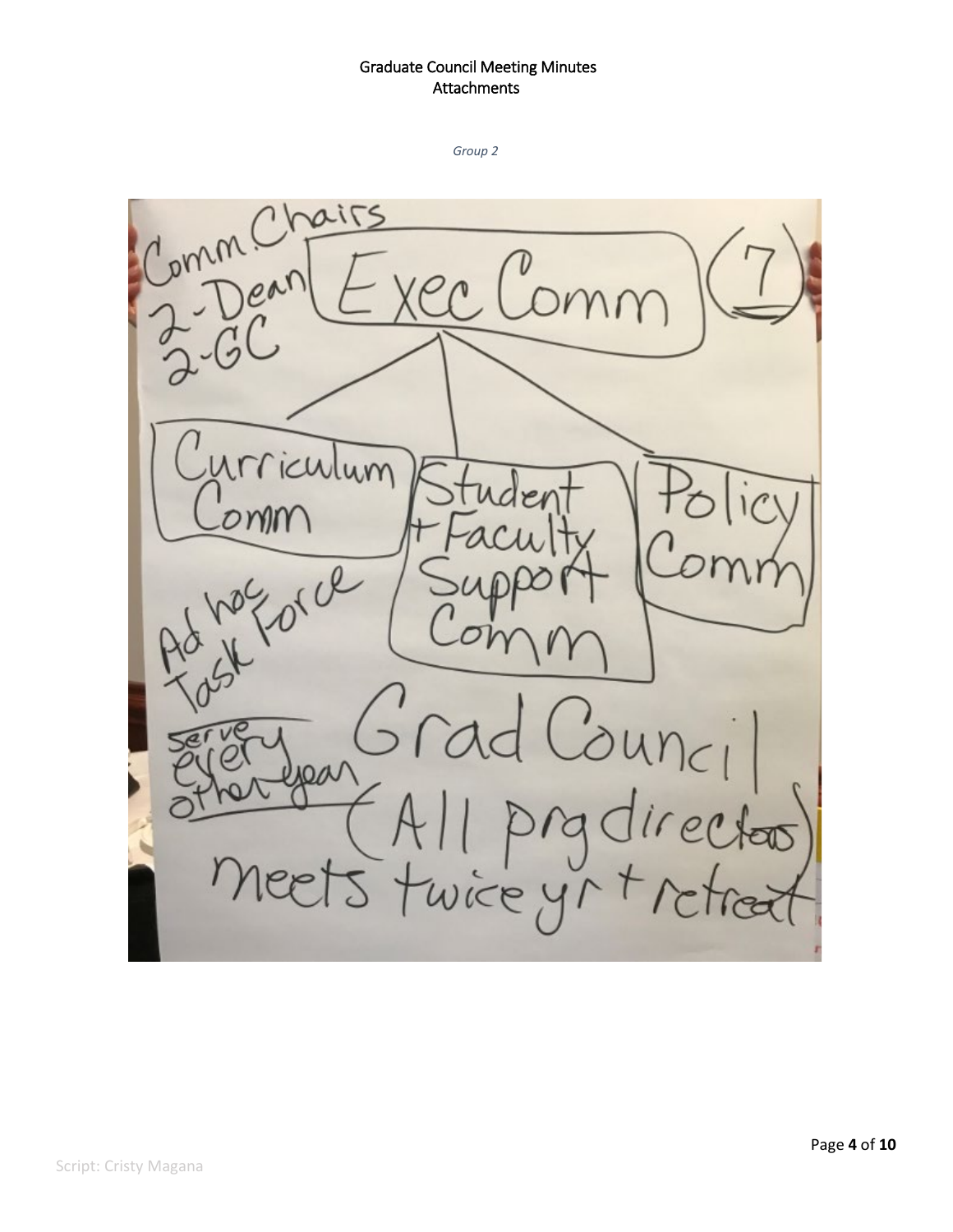*Group 2*

Comm. Chairs
2-Dean
2-GC

Exec Comm (7)

- Curriculum Comm
- Student + Faculty Support Comm
- Policy Comm

Ad hoc Task Force

serve every other year

Grad Council
(All prg directors)
meets twice yr + retreat

Script: Cristy Magana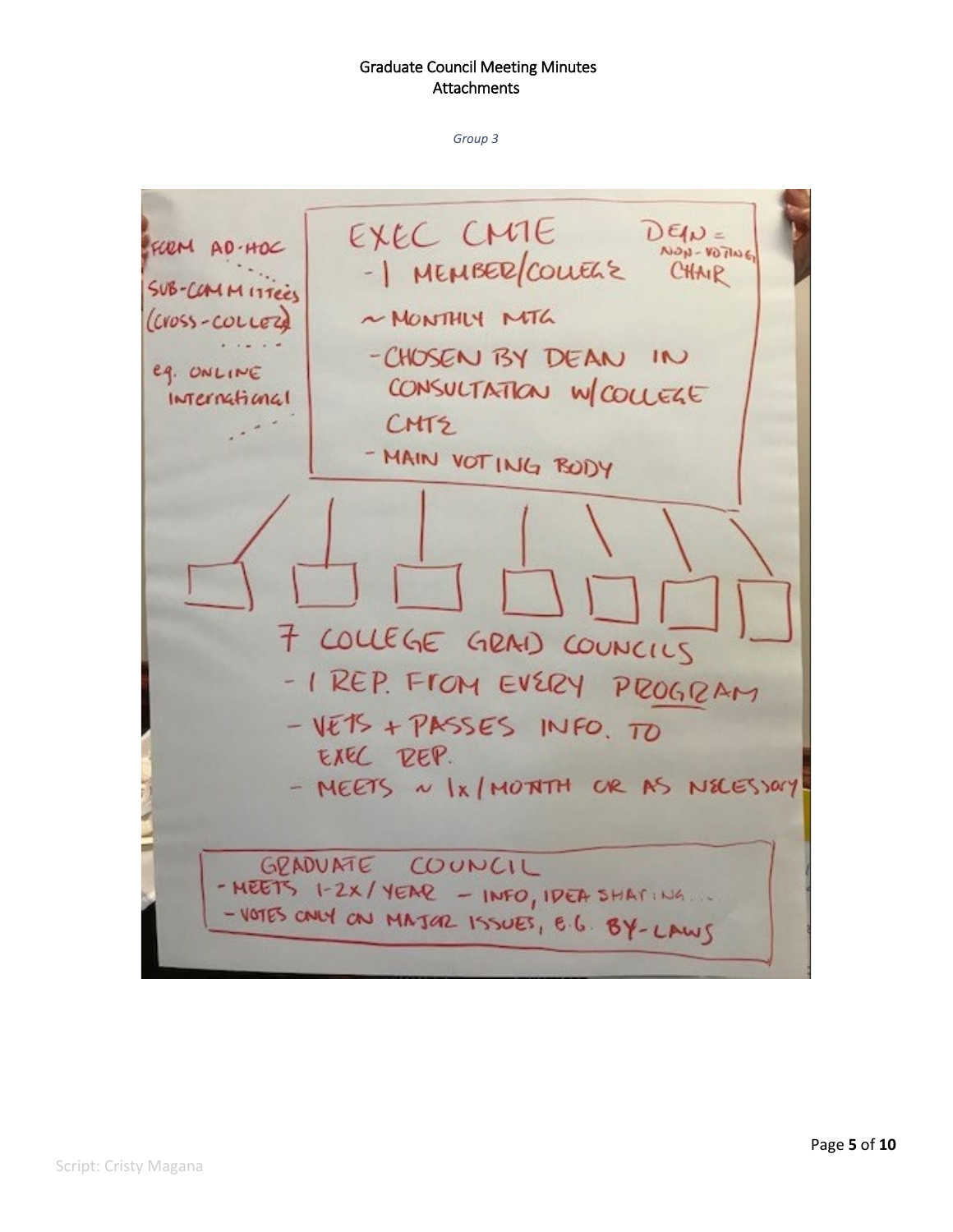# Graduate Council Meeting Minutes
## Attachments

*Group 3*

FORM AD-HOC SUB-COMMITTEES (CROSS-COLLEGE) e.g. ONLINE International

**EXEC CMTE** — DEAN = NON-VOTING CHAIR

- 1 MEMBER/COLLEGE
- ~ MONTHLY MTG
- CHOSEN BY DEAN IN CONSULTATION W/COLLEGE CMTE
- MAIN VOTING BODY

**7 COLLEGE GRAD COUNCILS**

- 1 REP. FROM EVERY PROGRAM
- VETS + PASSES INFO. TO EXEC REP.
- MEETS ~ 1x/MONTH OR AS NECESSARY

**GRADUATE COUNCIL**

- MEETS 1-2x/YEAR – INFO, IDEA SHARING...
- VOTES ONLY ON MAJOR ISSUES, E.G. BY-LAWS

Script: Cristy Magana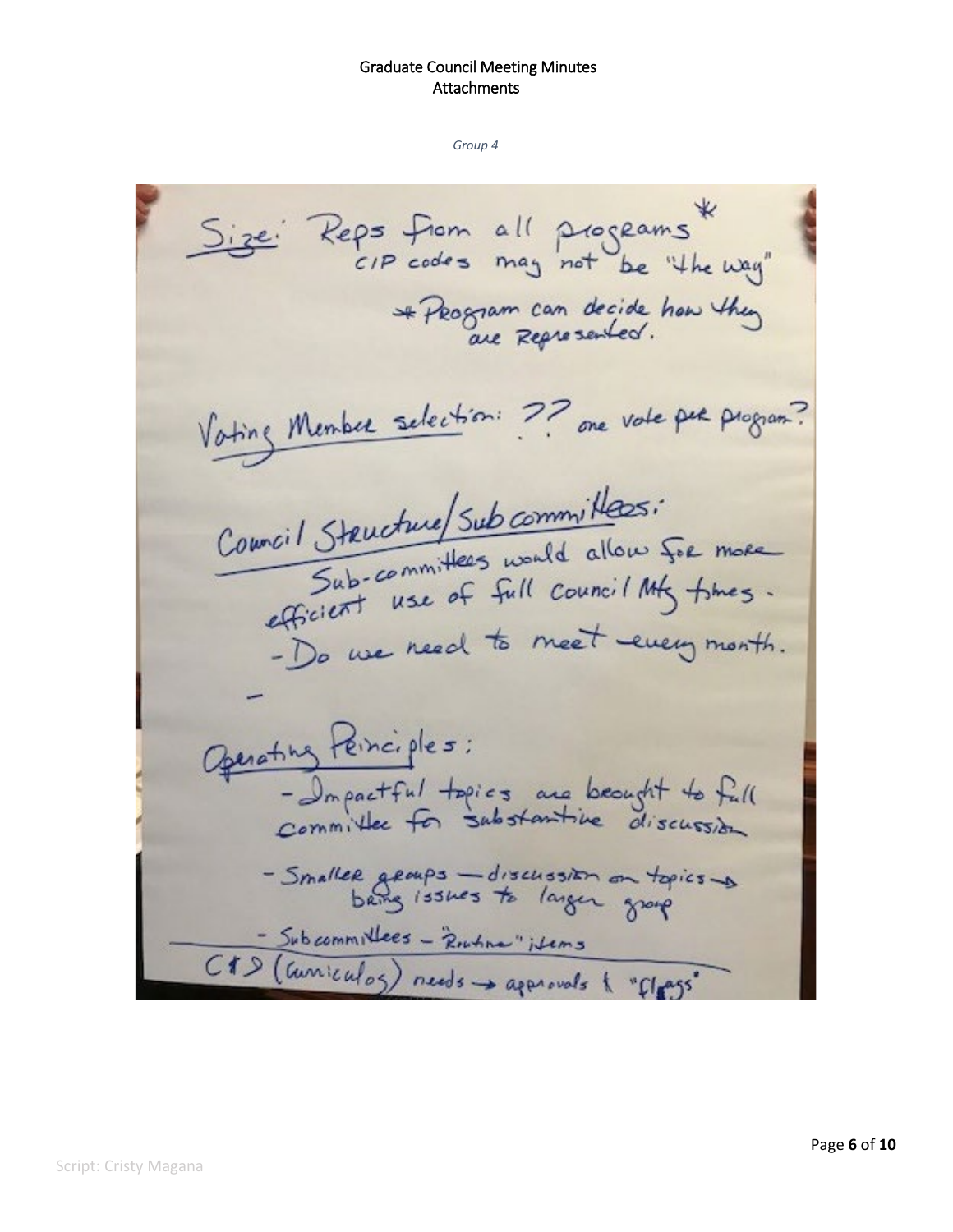*Group 4*

Size: Reps from all programs*
CIP codes may not be "the way"
*Program can decide how they are Represented.

Voting Member selection: ?? one vote per program?

Council Structure/Subcommittees:
Sub-committees would allow for more efficient use of full council Mtg times.
- Do we need to meet every month.

-

Operating Principles:
- Impactful topics are brought to full committee for substantive discussion
- Smaller groups — discussion on topics → bring issues to larger group
- Subcommittees – "Routine" items

C&D (Curriculog) needs → approvals & "flags"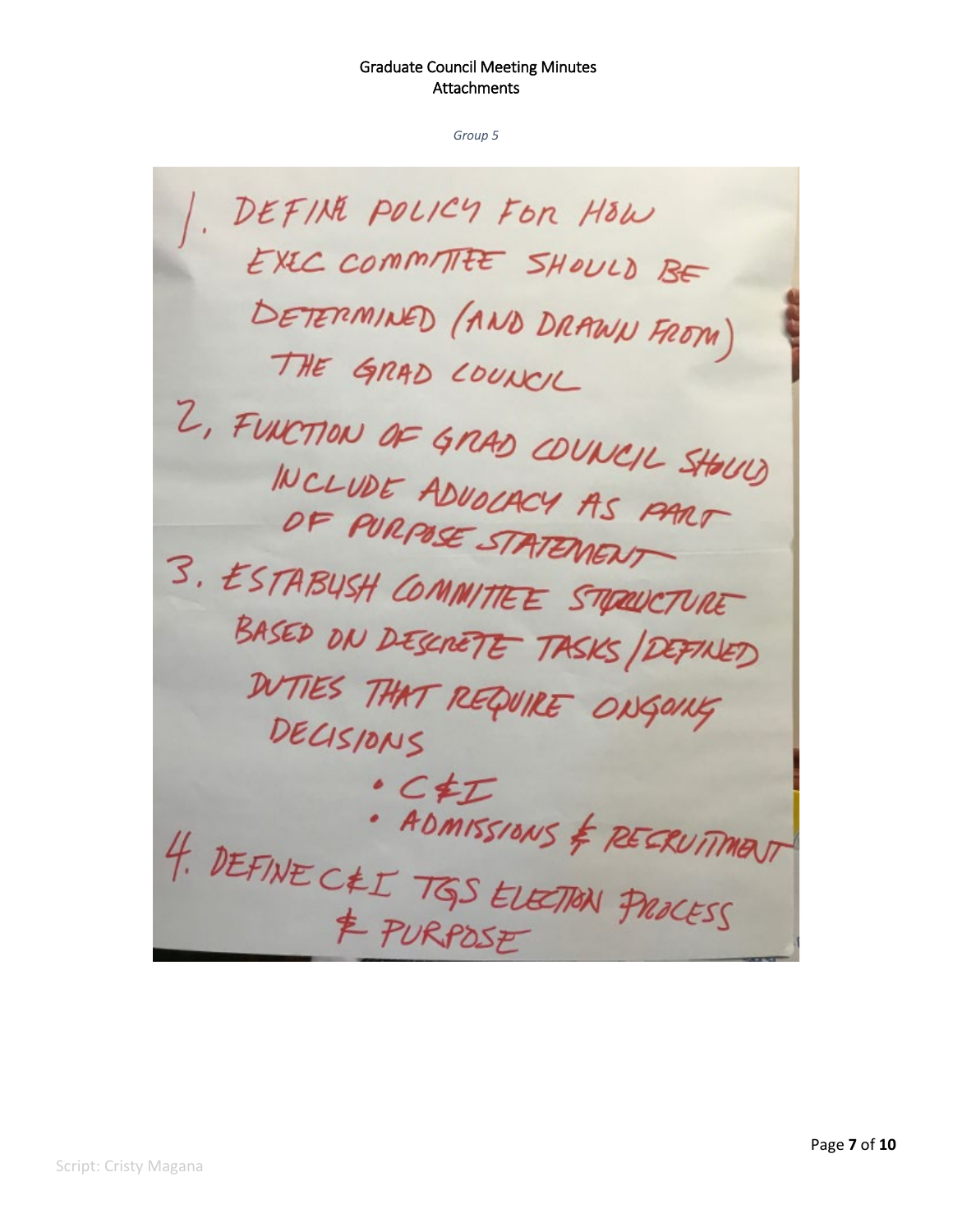Group 5

1. DEFINE POLICY FOR HOW EXEC COMMITTEE SHOULD BE DETERMINED (AND DRAWN FROM) THE GRAD COUNCIL
2. FUNCTION OF GRAD COUNCIL SHOULD INCLUDE ADVOCACY AS PART OF PURPOSE STATEMENT
3. ESTABLISH COMMITTEE STRUCTURE BASED ON DESCRETE TASKS / DEFINED DUTIES THAT REQUIRE ONGOING DECISIONS
   - C&I
   - ADMISSIONS & RECRUITMENT
4. DEFINE C&I TGS ELECTION PROCESS & PURPOSE

Script: Cristy Magana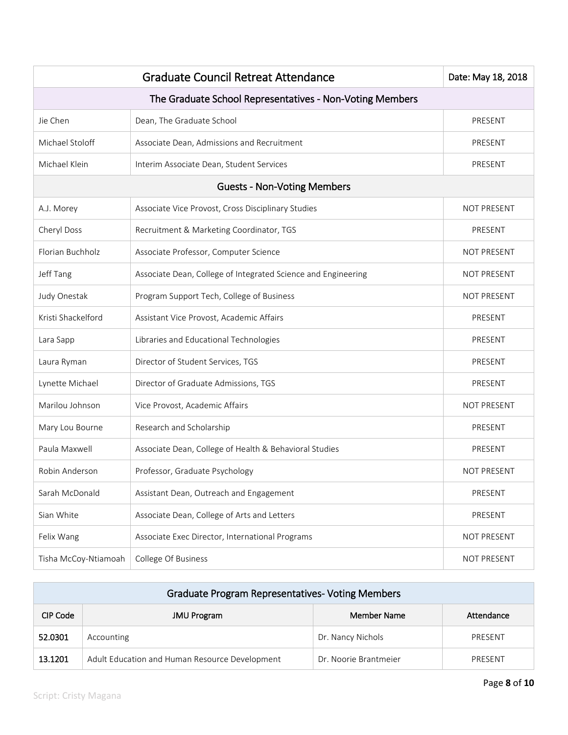| Graduate Council Retreat Attendance | | Date: May 18, 2018 |
|---|---|---|
| **The Graduate School Representatives - Non-Voting Members** | | |
| Jie Chen | Dean, The Graduate School | PRESENT |
| Michael Stoloff | Associate Dean, Admissions and Recruitment | PRESENT |
| Michael Klein | Interim Associate Dean, Student Services | PRESENT |
| **Guests - Non-Voting Members** | | |
| A.J. Morey | Associate Vice Provost, Cross Disciplinary Studies | NOT PRESENT |
| Cheryl Doss | Recruitment & Marketing Coordinator, TGS | PRESENT |
| Florian Buchholz | Associate Professor, Computer Science | NOT PRESENT |
| Jeff Tang | Associate Dean, College of Integrated Science and Engineering | NOT PRESENT |
| Judy Onestak | Program Support Tech, College of Business | NOT PRESENT |
| Kristi Shackelford | Assistant Vice Provost, Academic Affairs | PRESENT |
| Lara Sapp | Libraries and Educational Technologies | PRESENT |
| Laura Ryman | Director of Student Services, TGS | PRESENT |
| Lynette Michael | Director of Graduate Admissions, TGS | PRESENT |
| Marilou Johnson | Vice Provost, Academic Affairs | NOT PRESENT |
| Mary Lou Bourne | Research and Scholarship | PRESENT |
| Paula Maxwell | Associate Dean, College of Health & Behavioral Studies | PRESENT |
| Robin Anderson | Professor, Graduate Psychology | NOT PRESENT |
| Sarah McDonald | Assistant Dean, Outreach and Engagement | PRESENT |
| Sian White | Associate Dean, College of Arts and Letters | PRESENT |
| Felix Wang | Associate Exec Director, International Programs | NOT PRESENT |
| Tisha McCoy-Ntiamoah | College Of Business | NOT PRESENT |

| Graduate Program Representatives- Voting Members | | | |
|---|---|---|---|
| CIP Code | JMU Program | Member Name | Attendance |
| **52.0301** | Accounting | Dr. Nancy Nichols | PRESENT |
| **13.1201** | Adult Education and Human Resource Development | Dr. Noorie Brantmeier | PRESENT |

Script: Cristy Magana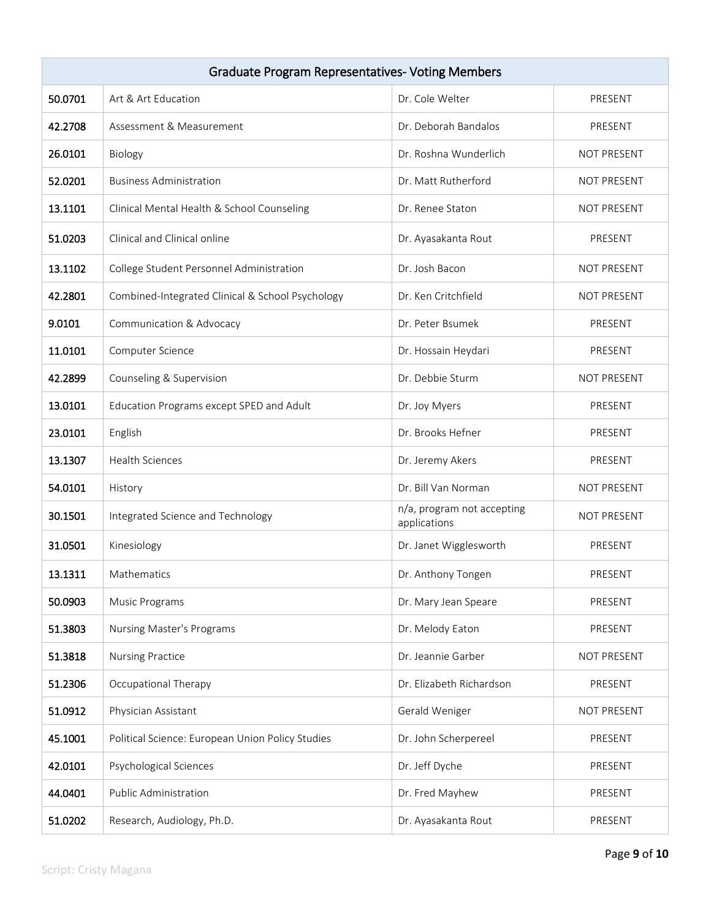| Graduate Program Representatives- Voting Members | | | |
|---|---|---|---|
| **50.0701** | Art & Art Education | Dr. Cole Welter | PRESENT |
| **42.2708** | Assessment & Measurement | Dr. Deborah Bandalos | PRESENT |
| **26.0101** | Biology | Dr. Roshna Wunderlich | NOT PRESENT |
| **52.0201** | Business Administration | Dr. Matt Rutherford | NOT PRESENT |
| **13.1101** | Clinical Mental Health & School Counseling | Dr. Renee Staton | NOT PRESENT |
| **51.0203** | Clinical and Clinical online | Dr. Ayasakanta Rout | PRESENT |
| **13.1102** | College Student Personnel Administration | Dr. Josh Bacon | NOT PRESENT |
| **42.2801** | Combined-Integrated Clinical & School Psychology | Dr. Ken Critchfield | NOT PRESENT |
| **9.0101** | Communication & Advocacy | Dr. Peter Bsumek | PRESENT |
| **11.0101** | Computer Science | Dr. Hossain Heydari | PRESENT |
| **42.2899** | Counseling & Supervision | Dr. Debbie Sturm | NOT PRESENT |
| **13.0101** | Education Programs except SPED and Adult | Dr. Joy Myers | PRESENT |
| **23.0101** | English | Dr. Brooks Hefner | PRESENT |
| **13.1307** | Health Sciences | Dr. Jeremy Akers | PRESENT |
| **54.0101** | History | Dr. Bill Van Norman | NOT PRESENT |
| **30.1501** | Integrated Science and Technology | n/a, program not accepting applications | NOT PRESENT |
| **31.0501** | Kinesiology | Dr. Janet Wigglesworth | PRESENT |
| **13.1311** | Mathematics | Dr. Anthony Tongen | PRESENT |
| **50.0903** | Music Programs | Dr. Mary Jean Speare | PRESENT |
| **51.3803** | Nursing Master's Programs | Dr. Melody Eaton | PRESENT |
| **51.3818** | Nursing Practice | Dr. Jeannie Garber | NOT PRESENT |
| **51.2306** | Occupational Therapy | Dr. Elizabeth Richardson | PRESENT |
| **51.0912** | Physician Assistant | Gerald Weniger | NOT PRESENT |
| **45.1001** | Political Science: European Union Policy Studies | Dr. John Scherpereel | PRESENT |
| **42.0101** | Psychological Sciences | Dr. Jeff Dyche | PRESENT |
| **44.0401** | Public Administration | Dr. Fred Mayhew | PRESENT |
| **51.0202** | Research, Audiology, Ph.D. | Dr. Ayasakanta Rout | PRESENT |

Script: Cristy Magana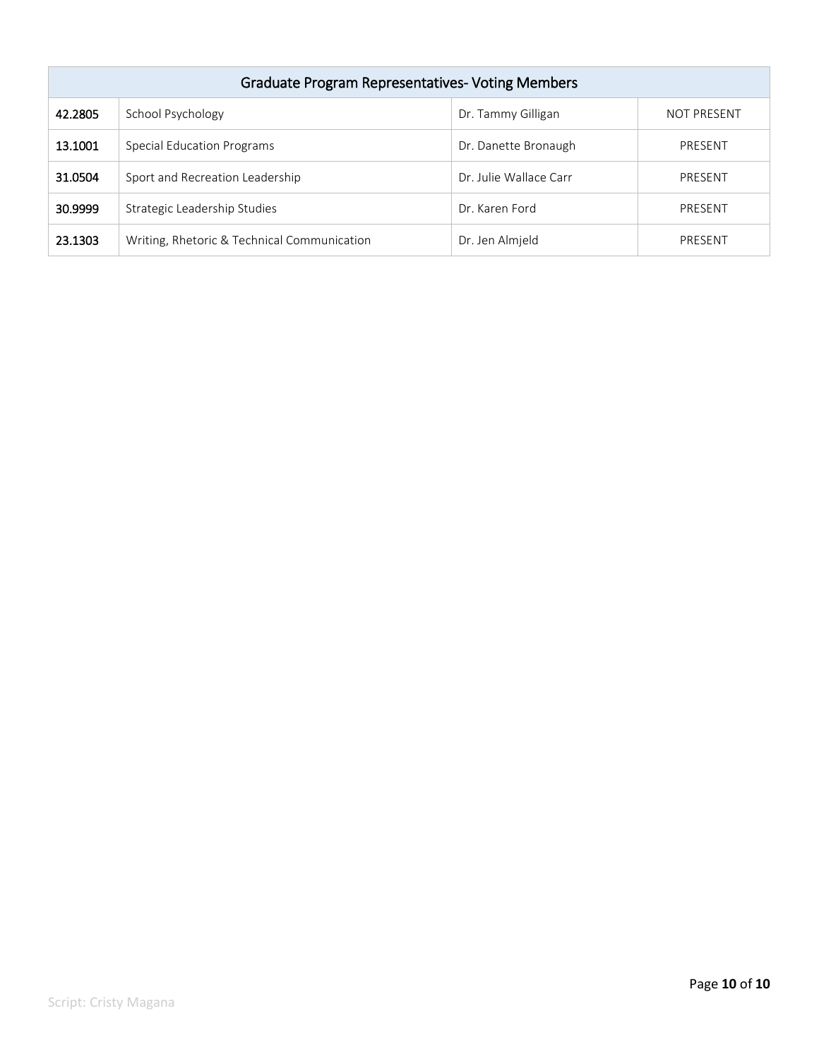| Graduate Program Representatives- Voting Members | | | |
| --- | --- | --- | --- |
| 42.2805 | School Psychology | Dr. Tammy Gilligan | NOT PRESENT |
| 13.1001 | Special Education Programs | Dr. Danette Bronaugh | PRESENT |
| 31.0504 | Sport and Recreation Leadership | Dr. Julie Wallace Carr | PRESENT |
| 30.9999 | Strategic Leadership Studies | Dr. Karen Ford | PRESENT |
| 23.1303 | Writing, Rhetoric & Technical Communication | Dr. Jen Almjeld | PRESENT |

Script: Cristy Magana